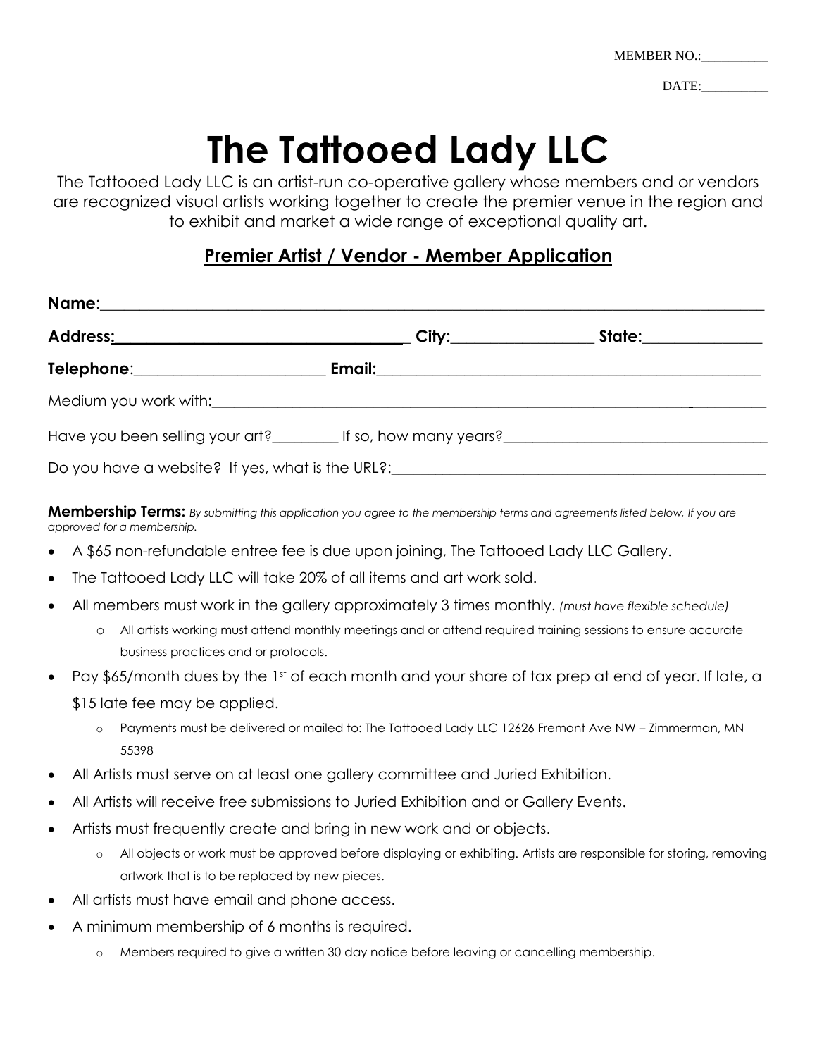MEMBER NO.:__________

DATE:__________

# The Tattooed Lady LLC

The Tattooed Lady LLC is an artist-run co-operative gallery whose members and or vendors are recognized visual artists working together to create the premier venue in the region and to exhibit and market a wide range of exceptional quality art.

## Premier Artist / Vendor - Member Application

**Name**:__________________________________________________________________________________

**Address:**____________________________________ **City:**__________________ **State:**_______________

**Telephone**:________________________ **Email:**________________________________________________

Medium you work with:_______________________________________________________________________

Have you been selling your art?_________ If so, how many years?___________________________________

Do you have a website? If yes, what is the URL?:_________________________________________________

**Membership Terms:** *By submitting this application you agree to the membership terms and agreements listed below, If you are approved for a membership.*

- A $65 non-refundable entree fee is due upon joining, The Tattooed Lady LLC Gallery.
- The Tattooed Lady LLC will take 20% of all items and art work sold.
- All members must work in the gallery approximately 3 times monthly. *(must have flexible schedule)*
  - All artists working must attend monthly meetings and or attend required training sessions to ensure accurate business practices and or protocols.
- Pay $65/month dues by the 1st of each month and your share of tax prep at end of year. If late, a $15 late fee may be applied.
  - Payments must be delivered or mailed to: The Tattooed Lady LLC 12626 Fremont Ave NW – Zimmerman, MN 55398
- All Artists must serve on at least one gallery committee and Juried Exhibition.
- All Artists will receive free submissions to Juried Exhibition and or Gallery Events.
- Artists must frequently create and bring in new work and or objects.
  - All objects or work must be approved before displaying or exhibiting. Artists are responsible for storing, removing artwork that is to be replaced by new pieces.
- All artists must have email and phone access.
- A minimum membership of 6 months is required.
  - Members required to give a written 30 day notice before leaving or cancelling membership.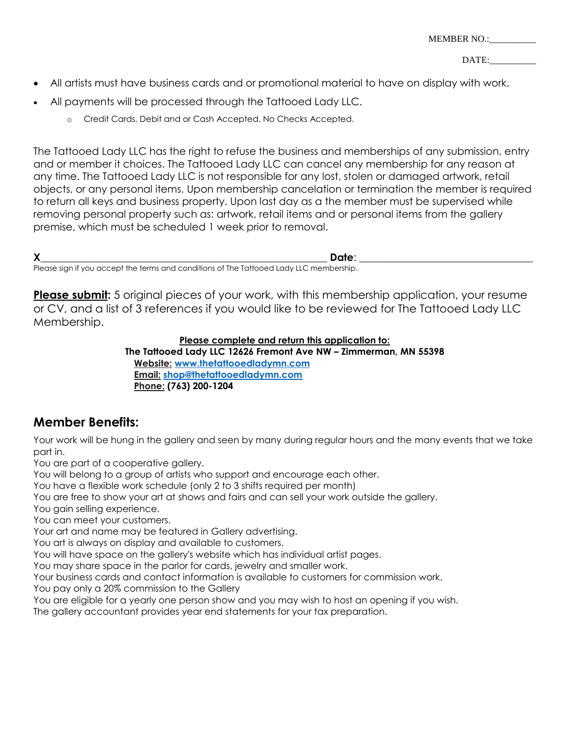MEMBER NO.:__________

DATE:__________

- All artists must have business cards and or promotional material to have on display with work.
- All payments will be processed through the Tattooed Lady LLC.
  - Credit Cards, Debit and or Cash Accepted. No Checks Accepted.

The Tattooed Lady LLC has the right to refuse the business and memberships of any submission, entry and or member it choices. The Tattooed Lady LLC can cancel any membership for any reason at any time. The Tattooed Lady LLC is not responsible for any lost, stolen or damaged artwork, retail objects, or any personal items. Upon membership cancelation or termination the member is required to return all keys and business property. Upon last day as a the member must be supervised while removing personal property such as: artwork, retail items and or personal items from the gallery premise, which must be scheduled 1 week prior to removal.

**X**_____________________________________________ **Date**: ____________________________

Please sign if you accept the terms and conditions of The Tattooed Lady LLC membership.

**Please submit:** 5 original pieces of your work, with this membership application, your resume or CV, and a list of 3 references if you would like to be reviewed for The Tattooed Lady LLC Membership.

**Please complete and return this application to:**
**The Tattooed Lady LLC 12626 Fremont Ave NW – Zimmerman, MN 55398**
**Website:** **www.thetattooedladymn.com**
**Email:** **shop@thetattooedladymn.com**
**Phone:** **(763) 200-1204**

## Member Benefits:

Your work will be hung in the gallery and seen by many during regular hours and the many events that we take part in.
You are part of a cooperative gallery.
You will belong to a group of artists who support and encourage each other.
You have a flexible work schedule (only 2 to 3 shifts required per month)
You are free to show your art at shows and fairs and can sell your work outside the gallery.
You gain selling experience.
You can meet your customers.
Your art and name may be featured in Gallery advertising.
You art is always on display and available to customers.
You will have space on the gallery's website which has individual artist pages.
You may share space in the parlor for cards, jewelry and smaller work.
Your business cards and contact information is available to customers for commission work.
You pay only a 20% commission to the Gallery
You are eligible for a yearly one person show and you may wish to host an opening if you wish.
The gallery accountant provides year end statements for your tax preparation.